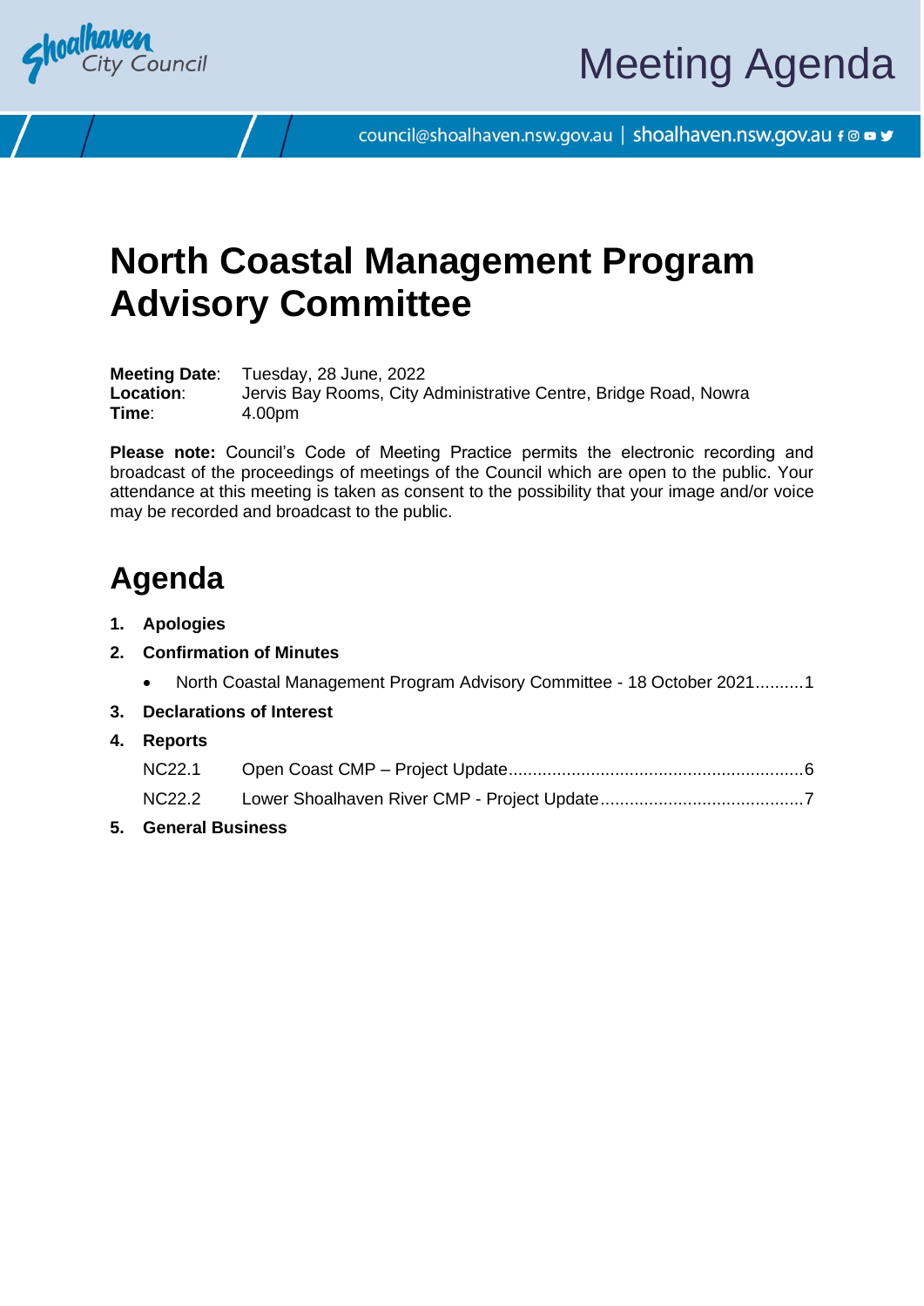# Meeting Agenda

council@shoalhaven.nsw.gov.au | shoalhaven.nsw.gov.au

# North Coastal Management Program Advisory Committee

**Meeting Date**: Tuesday, 28 June, 2022
**Location**: Jervis Bay Rooms, City Administrative Centre, Bridge Road, Nowra
**Time**: 4.00pm

**Please note:** Council's Code of Meeting Practice permits the electronic recording and broadcast of the proceedings of meetings of the Council which are open to the public. Your attendance at this meeting is taken as consent to the possibility that your image and/or voice may be recorded and broadcast to the public.

## Agenda

1. **Apologies**
2. **Confirmation of Minutes**
   - North Coastal Management Program Advisory Committee - 18 October 2021..........1
3. **Declarations of Interest**
4. **Reports**

   NC22.1 Open Coast CMP – Project Update..........6

   NC22.2 Lower Shoalhaven River CMP - Project Update..........7
5. **General Business**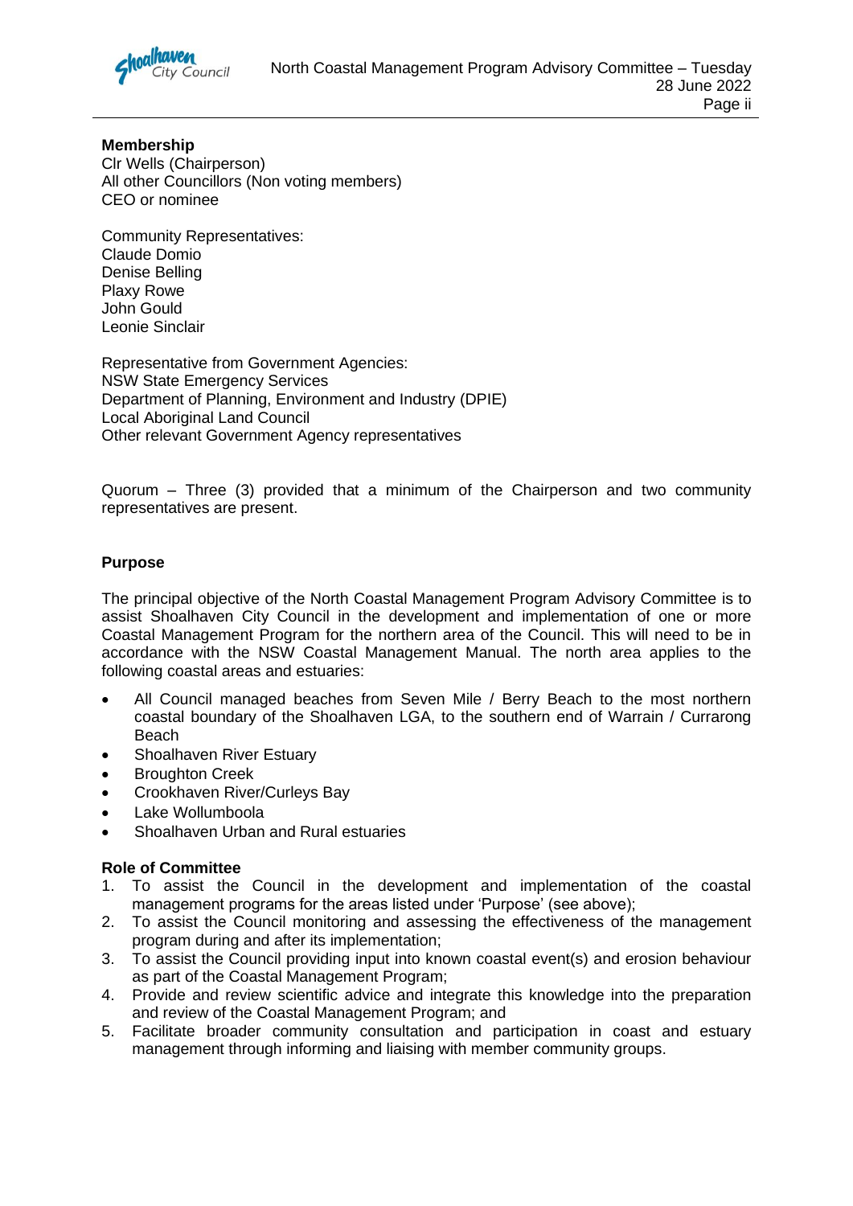**Membership**
Clr Wells (Chairperson)
All other Councillors (Non voting members)
CEO or nominee

Community Representatives:
Claude Domio
Denise Belling
Plaxy Rowe
John Gould
Leonie Sinclair

Representative from Government Agencies:
NSW State Emergency Services
Department of Planning, Environment and Industry (DPIE)
Local Aboriginal Land Council
Other relevant Government Agency representatives

Quorum – Three (3) provided that a minimum of the Chairperson and two community representatives are present.

**Purpose**

The principal objective of the North Coastal Management Program Advisory Committee is to assist Shoalhaven City Council in the development and implementation of one or more Coastal Management Program for the northern area of the Council. This will need to be in accordance with the NSW Coastal Management Manual. The north area applies to the following coastal areas and estuaries:

- All Council managed beaches from Seven Mile / Berry Beach to the most northern coastal boundary of the Shoalhaven LGA, to the southern end of Warrain / Currarong Beach
- Shoalhaven River Estuary
- Broughton Creek
- Crookhaven River/Curleys Bay
- Lake Wollumboola
- Shoalhaven Urban and Rural estuaries

**Role of Committee**

1. To assist the Council in the development and implementation of the coastal management programs for the areas listed under 'Purpose' (see above);
2. To assist the Council monitoring and assessing the effectiveness of the management program during and after its implementation;
3. To assist the Council providing input into known coastal event(s) and erosion behaviour as part of the Coastal Management Program;
4. Provide and review scientific advice and integrate this knowledge into the preparation and review of the Coastal Management Program; and
5. Facilitate broader community consultation and participation in coast and estuary management through informing and liaising with member community groups.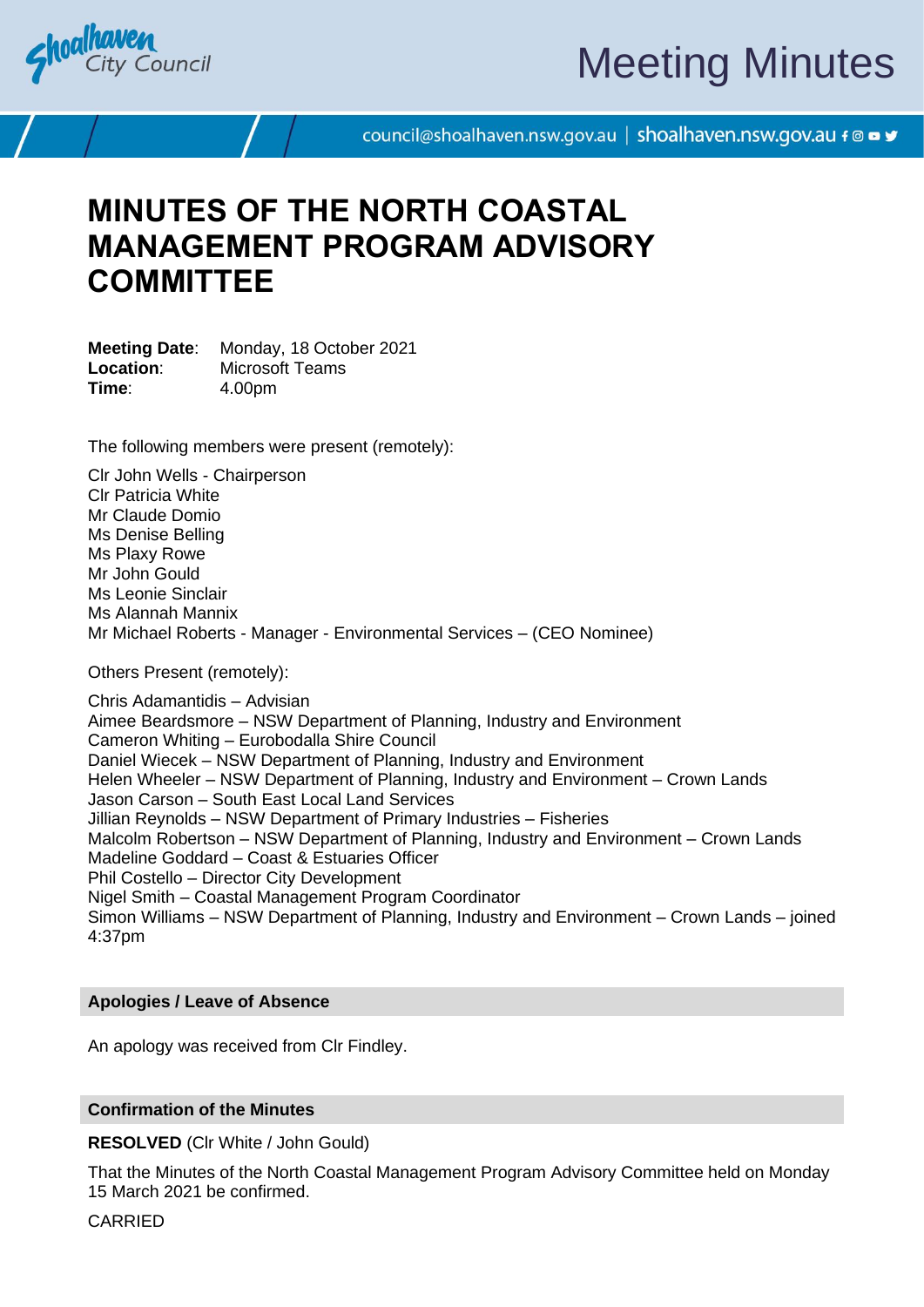# MINUTES OF THE NORTH COASTAL MANAGEMENT PROGRAM ADVISORY COMMITTEE

**Meeting Date**: Monday, 18 October 2021
**Location**: Microsoft Teams
**Time**: 4.00pm

The following members were present (remotely):

Clr John Wells - Chairperson
Clr Patricia White
Mr Claude Domio
Ms Denise Belling
Ms Plaxy Rowe
Mr John Gould
Ms Leonie Sinclair
Ms Alannah Mannix
Mr Michael Roberts - Manager - Environmental Services – (CEO Nominee)

Others Present (remotely):

Chris Adamantidis – Advisian
Aimee Beardsmore – NSW Department of Planning, Industry and Environment
Cameron Whiting – Eurobodalla Shire Council
Daniel Wiecek – NSW Department of Planning, Industry and Environment
Helen Wheeler – NSW Department of Planning, Industry and Environment – Crown Lands
Jason Carson – South East Local Land Services
Jillian Reynolds – NSW Department of Primary Industries – Fisheries
Malcolm Robertson – NSW Department of Planning, Industry and Environment – Crown Lands
Madeline Goddard – Coast & Estuaries Officer
Phil Costello – Director City Development
Nigel Smith – Coastal Management Program Coordinator
Simon Williams – NSW Department of Planning, Industry and Environment – Crown Lands – joined 4:37pm

## Apologies / Leave of Absence

An apology was received from Clr Findley.

## Confirmation of the Minutes

**RESOLVED** (Clr White / John Gould)

That the Minutes of the North Coastal Management Program Advisory Committee held on Monday 15 March 2021 be confirmed.

CARRIED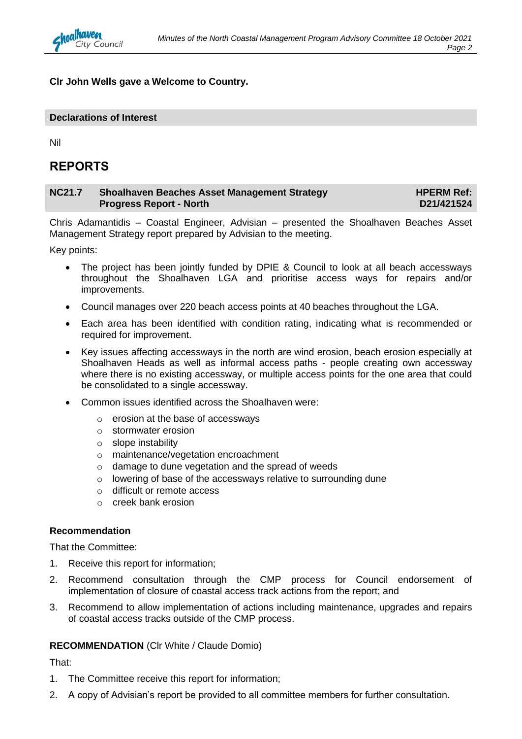**Clr John Wells gave a Welcome to Country.**

## Declarations of Interest

Nil

# REPORTS

## NC21.7 Shoalhaven Beaches Asset Management Strategy Progress Report - North

**HPERM Ref: D21/421524**

Chris Adamantidis – Coastal Engineer, Advisian – presented the Shoalhaven Beaches Asset Management Strategy report prepared by Advisian to the meeting.

Key points:

- The project has been jointly funded by DPIE & Council to look at all beach accessways throughout the Shoalhaven LGA and prioritise access ways for repairs and/or improvements.
- Council manages over 220 beach access points at 40 beaches throughout the LGA.
- Each area has been identified with condition rating, indicating what is recommended or required for improvement.
- Key issues affecting accessways in the north are wind erosion, beach erosion especially at Shoalhaven Heads as well as informal access paths - people creating own accessway where there is no existing accessway, or multiple access points for the one area that could be consolidated to a single accessway.
- Common issues identified across the Shoalhaven were:
  - erosion at the base of accessways
  - stormwater erosion
  - slope instability
  - maintenance/vegetation encroachment
  - damage to dune vegetation and the spread of weeds
  - lowering of base of the accessways relative to surrounding dune
  - difficult or remote access
  - creek bank erosion

### Recommendation

That the Committee:

1. Receive this report for information;
2. Recommend consultation through the CMP process for Council endorsement of implementation of closure of coastal access track actions from the report; and
3. Recommend to allow implementation of actions including maintenance, upgrades and repairs of coastal access tracks outside of the CMP process.

**RECOMMENDATION** (Clr White / Claude Domio)

That:

1. The Committee receive this report for information;
2. A copy of Advisian's report be provided to all committee members for further consultation.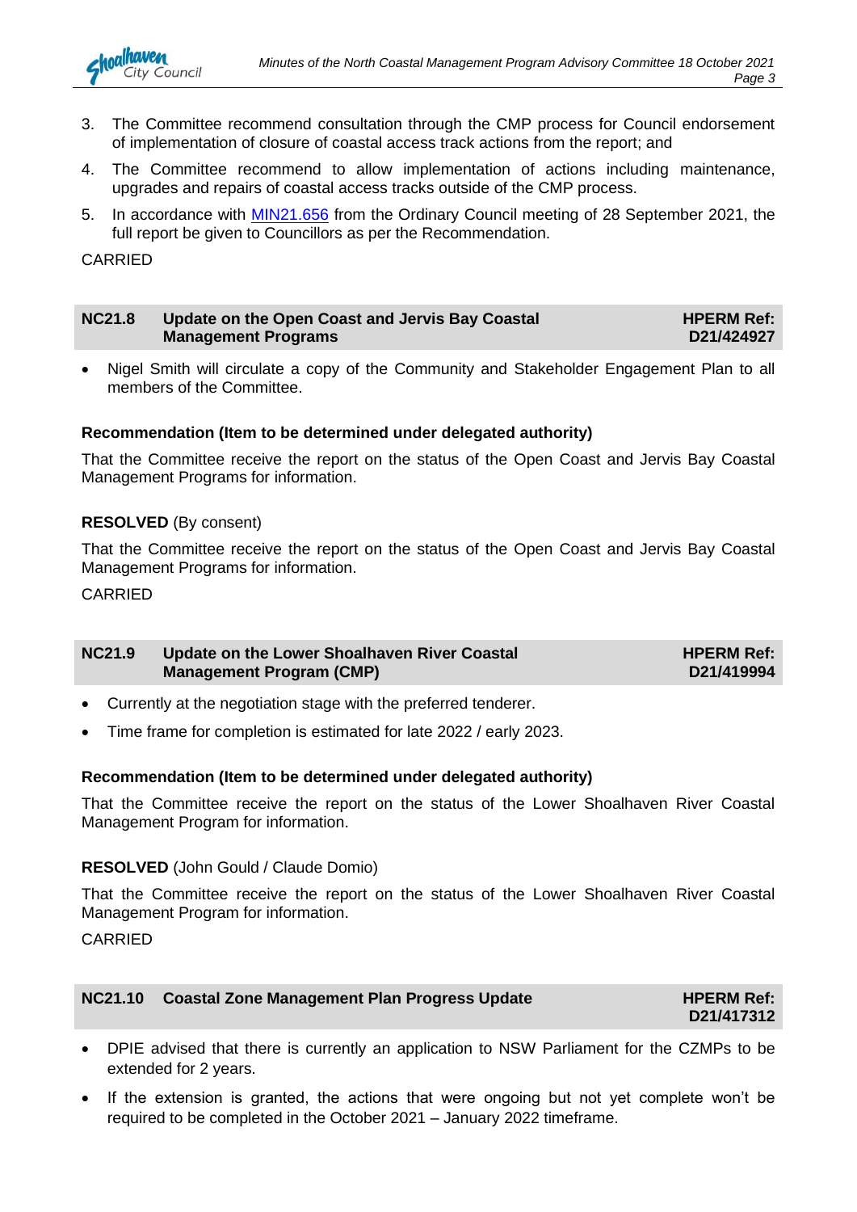3. The Committee recommend consultation through the CMP process for Council endorsement of implementation of closure of coastal access track actions from the report; and
4. The Committee recommend to allow implementation of actions including maintenance, upgrades and repairs of coastal access tracks outside of the CMP process.
5. In accordance with MIN21.656 from the Ordinary Council meeting of 28 September 2021, the full report be given to Councillors as per the Recommendation.

CARRIED

## NC21.8 Update on the Open Coast and Jervis Bay Coastal Management Programs — HPERM Ref: D21/424927

- Nigel Smith will circulate a copy of the Community and Stakeholder Engagement Plan to all members of the Committee.

**Recommendation (Item to be determined under delegated authority)**

That the Committee receive the report on the status of the Open Coast and Jervis Bay Coastal Management Programs for information.

**RESOLVED** (By consent)

That the Committee receive the report on the status of the Open Coast and Jervis Bay Coastal Management Programs for information.

CARRIED

## NC21.9 Update on the Lower Shoalhaven River Coastal Management Program (CMP) — HPERM Ref: D21/419994

- Currently at the negotiation stage with the preferred tenderer.
- Time frame for completion is estimated for late 2022 / early 2023.

**Recommendation (Item to be determined under delegated authority)**

That the Committee receive the report on the status of the Lower Shoalhaven River Coastal Management Program for information.

**RESOLVED** (John Gould / Claude Domio)

That the Committee receive the report on the status of the Lower Shoalhaven River Coastal Management Program for information.

CARRIED

## NC21.10 Coastal Zone Management Plan Progress Update — HPERM Ref: D21/417312

- DPIE advised that there is currently an application to NSW Parliament for the CZMPs to be extended for 2 years.
- If the extension is granted, the actions that were ongoing but not yet complete won't be required to be completed in the October 2021 – January 2022 timeframe.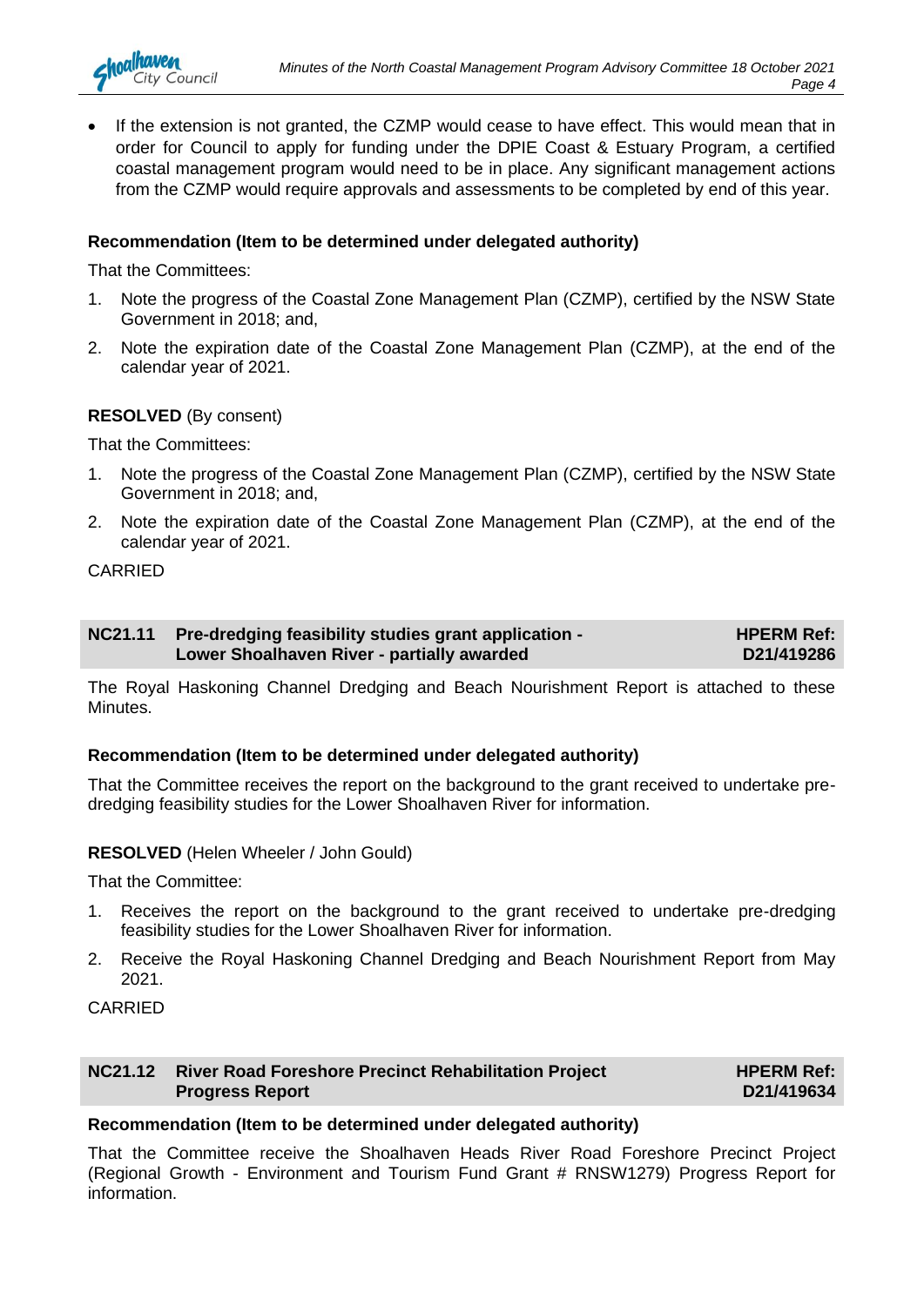- If the extension is not granted, the CZMP would cease to have effect. This would mean that in order for Council to apply for funding under the DPIE Coast & Estuary Program, a certified coastal management program would need to be in place. Any significant management actions from the CZMP would require approvals and assessments to be completed by end of this year.

**Recommendation (Item to be determined under delegated authority)**

That the Committees:

1. Note the progress of the Coastal Zone Management Plan (CZMP), certified by the NSW State Government in 2018; and,
2. Note the expiration date of the Coastal Zone Management Plan (CZMP), at the end of the calendar year of 2021.

**RESOLVED** (By consent)

That the Committees:

1. Note the progress of the Coastal Zone Management Plan (CZMP), certified by the NSW State Government in 2018; and,
2. Note the expiration date of the Coastal Zone Management Plan (CZMP), at the end of the calendar year of 2021.

CARRIED

## NC21.11 Pre-dredging feasibility studies grant application - Lower Shoalhaven River - partially awarded

**HPERM Ref: D21/419286**

The Royal Haskoning Channel Dredging and Beach Nourishment Report is attached to these Minutes.

**Recommendation (Item to be determined under delegated authority)**

That the Committee receives the report on the background to the grant received to undertake pre-dredging feasibility studies for the Lower Shoalhaven River for information.

**RESOLVED** (Helen Wheeler / John Gould)

That the Committee:

1. Receives the report on the background to the grant received to undertake pre-dredging feasibility studies for the Lower Shoalhaven River for information.
2. Receive the Royal Haskoning Channel Dredging and Beach Nourishment Report from May 2021.

CARRIED

## NC21.12 River Road Foreshore Precinct Rehabilitation Project Progress Report

**HPERM Ref: D21/419634**

**Recommendation (Item to be determined under delegated authority)**

That the Committee receive the Shoalhaven Heads River Road Foreshore Precinct Project (Regional Growth - Environment and Tourism Fund Grant # RNSW1279) Progress Report for information.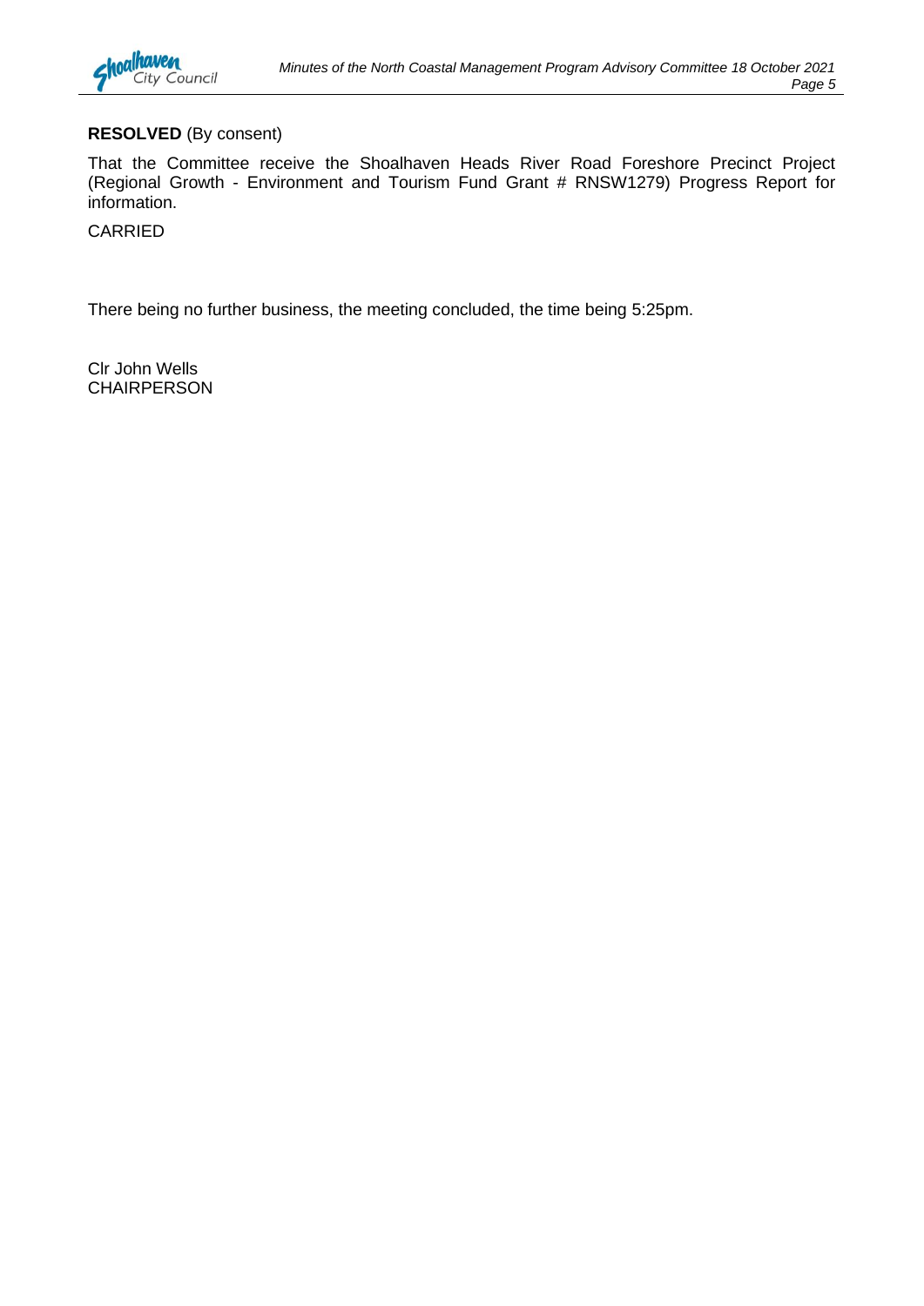**RESOLVED** (By consent)

That the Committee receive the Shoalhaven Heads River Road Foreshore Precinct Project (Regional Growth - Environment and Tourism Fund Grant # RNSW1279) Progress Report for information.

CARRIED

There being no further business, the meeting concluded, the time being 5:25pm.

Clr John Wells
CHAIRPERSON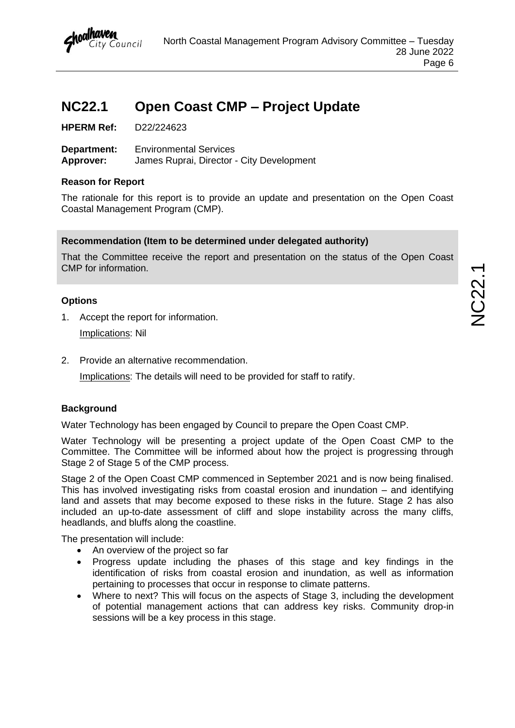# NC22.1 Open Coast CMP – Project Update

**HPERM Ref:** D22/224623

**Department:** Environmental Services
**Approver:** James Ruprai, Director - City Development

### Reason for Report

The rationale for this report is to provide an update and presentation on the Open Coast Coastal Management Program (CMP).

**Recommendation (Item to be determined under delegated authority)**

That the Committee receive the report and presentation on the status of the Open Coast CMP for information.

### Options

1. Accept the report for information.

   Implications: Nil

2. Provide an alternative recommendation.

   Implications: The details will need to be provided for staff to ratify.

### Background

Water Technology has been engaged by Council to prepare the Open Coast CMP.

Water Technology will be presenting a project update of the Open Coast CMP to the Committee. The Committee will be informed about how the project is progressing through Stage 2 of Stage 5 of the CMP process.

Stage 2 of the Open Coast CMP commenced in September 2021 and is now being finalised. This has involved investigating risks from coastal erosion and inundation – and identifying land and assets that may become exposed to these risks in the future. Stage 2 has also included an up-to-date assessment of cliff and slope instability across the many cliffs, headlands, and bluffs along the coastline.

The presentation will include:

- An overview of the project so far
- Progress update including the phases of this stage and key findings in the identification of risks from coastal erosion and inundation, as well as information pertaining to processes that occur in response to climate patterns.
- Where to next? This will focus on the aspects of Stage 3, including the development of potential management actions that can address key risks. Community drop-in sessions will be a key process in this stage.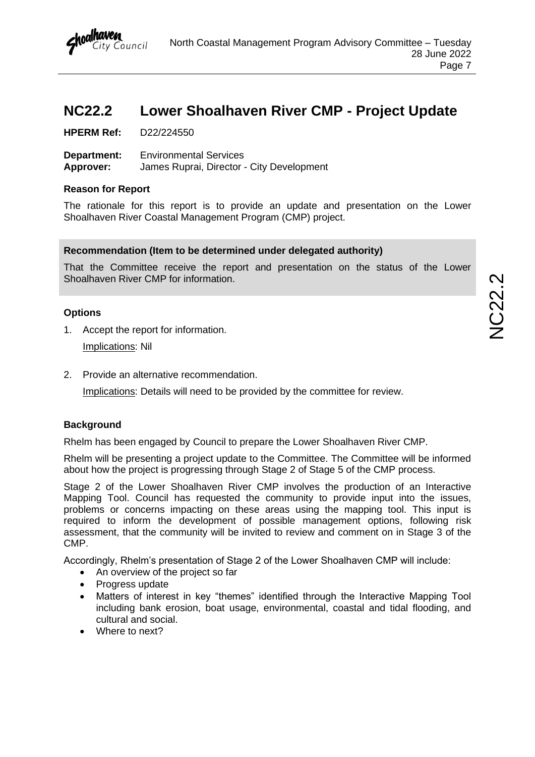# NC22.2 Lower Shoalhaven River CMP - Project Update

**HPERM Ref:** D22/224550

**Department:** Environmental Services
**Approver:** James Ruprai, Director - City Development

### Reason for Report

The rationale for this report is to provide an update and presentation on the Lower Shoalhaven River Coastal Management Program (CMP) project.

### Recommendation (Item to be determined under delegated authority)

That the Committee receive the report and presentation on the status of the Lower Shoalhaven River CMP for information.

### Options

1. Accept the report for information.

   Implications: Nil

2. Provide an alternative recommendation.

   Implications: Details will need to be provided by the committee for review.

### Background

Rhelm has been engaged by Council to prepare the Lower Shoalhaven River CMP.

Rhelm will be presenting a project update to the Committee. The Committee will be informed about how the project is progressing through Stage 2 of Stage 5 of the CMP process.

Stage 2 of the Lower Shoalhaven River CMP involves the production of an Interactive Mapping Tool. Council has requested the community to provide input into the issues, problems or concerns impacting on these areas using the mapping tool. This input is required to inform the development of possible management options, following risk assessment, that the community will be invited to review and comment on in Stage 3 of the CMP.

Accordingly, Rhelm's presentation of Stage 2 of the Lower Shoalhaven CMP will include:

- An overview of the project so far
- Progress update
- Matters of interest in key "themes" identified through the Interactive Mapping Tool including bank erosion, boat usage, environmental, coastal and tidal flooding, and cultural and social.
- Where to next?